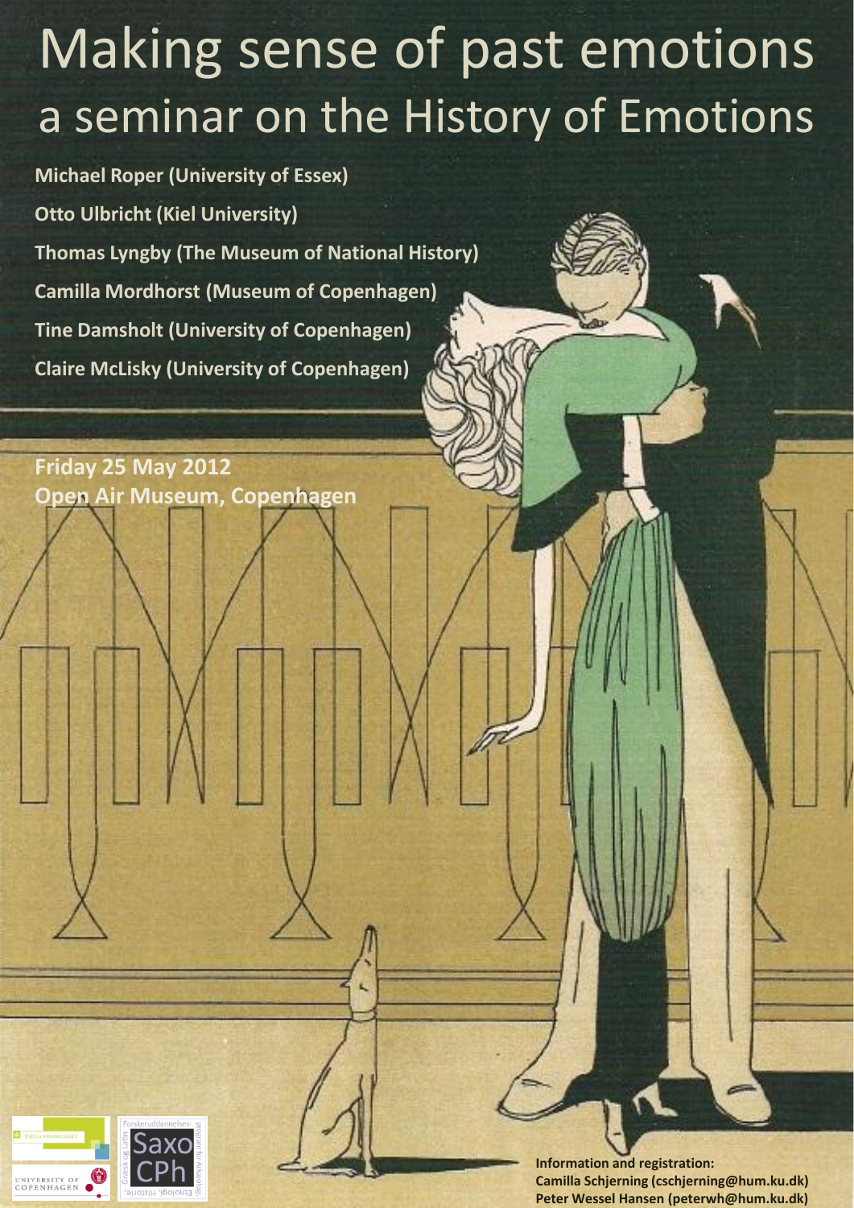# Making sense of past emotions

## a seminar on the History of Emotions

**Michael Roper (University of Essex)**

**Otto Ulbricht (Kiel University)**

**Thomas Lyngby (The Museum of National History)**

**Camilla Mordhorst (Museum of Copenhagen)**

**Tine Damsholt (University of Copenhagen)**

**Claire McLisky (University of Copenhagen)**

**Friday 25 May 2012**
**Open Air Museum, Copenhagen**

**Information and registration:**
**Camilla Schjerning (cschjerning@hum.ku.dk)**
**Peter Wessel Hansen (peterwh@hum.ku.dk)**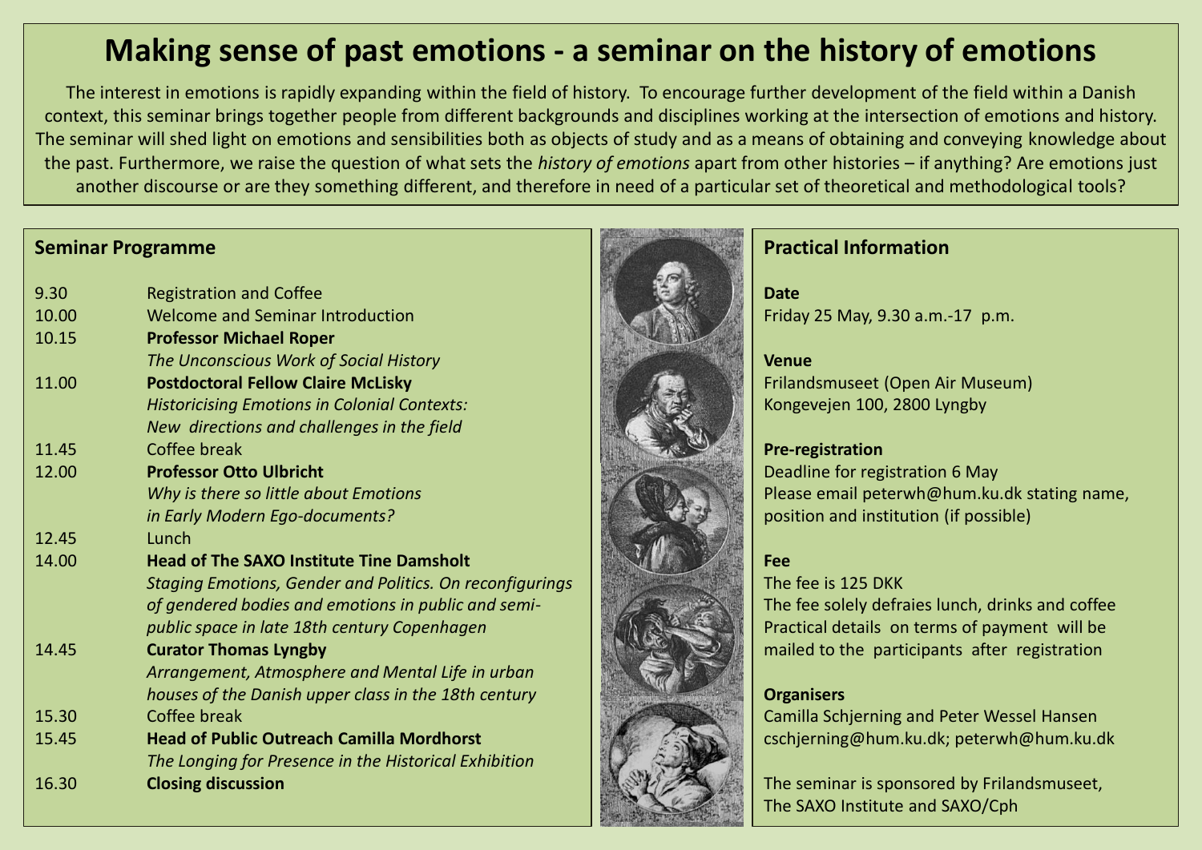# Making sense of past emotions - a seminar on the history of emotions

The interest in emotions is rapidly expanding within the field of history. To encourage further development of the field within a Danish context, this seminar brings together people from different backgrounds and disciplines working at the intersection of emotions and history. The seminar will shed light on emotions and sensibilities both as objects of study and as a means of obtaining and conveying knowledge about the past. Furthermore, we raise the question of what sets the *history of emotions* apart from other histories – if anything? Are emotions just another discourse or are they something different, and therefore in need of a particular set of theoretical and methodological tools?

## Seminar Programme

| | |
|---|---|
| 9.30 | Registration and Coffee |
| 10.00 | Welcome and Seminar Introduction |
| 10.15 | **Professor Michael Roper**<br>*The Unconscious Work of Social History* |
| 11.00 | **Postdoctoral Fellow Claire McLisky**<br>*Historicising Emotions in Colonial Contexts: New directions and challenges in the field* |
| 11.45 | Coffee break |
| 12.00 | **Professor Otto Ulbricht**<br>*Why is there so little about Emotions in Early Modern Ego-documents?* |
| 12.45 | Lunch |
| 14.00 | **Head of The SAXO Institute Tine Damsholt**<br>*Staging Emotions, Gender and Politics. On reconfigurings of gendered bodies and emotions in public and semi-public space in late 18th century Copenhagen* |
| 14.45 | **Curator Thomas Lyngby**<br>*Arrangement, Atmosphere and Mental Life in urban houses of the Danish upper class in the 18th century* |
| 15.30 | Coffee break |
| 15.45 | **Head of Public Outreach Camilla Mordhorst**<br>*The Longing for Presence in the Historical Exhibition* |
| 16.30 | **Closing discussion** |

## Practical Information

**Date**
Friday 25 May, 9.30 a.m.-17 p.m.

**Venue**
Frilandsmuseet (Open Air Museum)
Kongevejen 100, 2800 Lyngby

**Pre-registration**
Deadline for registration 6 May
Please email peterwh@hum.ku.dk stating name, position and institution (if possible)

**Fee**
The fee is 125 DKK
The fee solely defraies lunch, drinks and coffee
Practical details on terms of payment will be mailed to the participants after registration

**Organisers**
Camilla Schjerning and Peter Wessel Hansen
cschjerning@hum.ku.dk; peterwh@hum.ku.dk

The seminar is sponsored by Frilandsmuseet, The SAXO Institute and SAXO/Cph